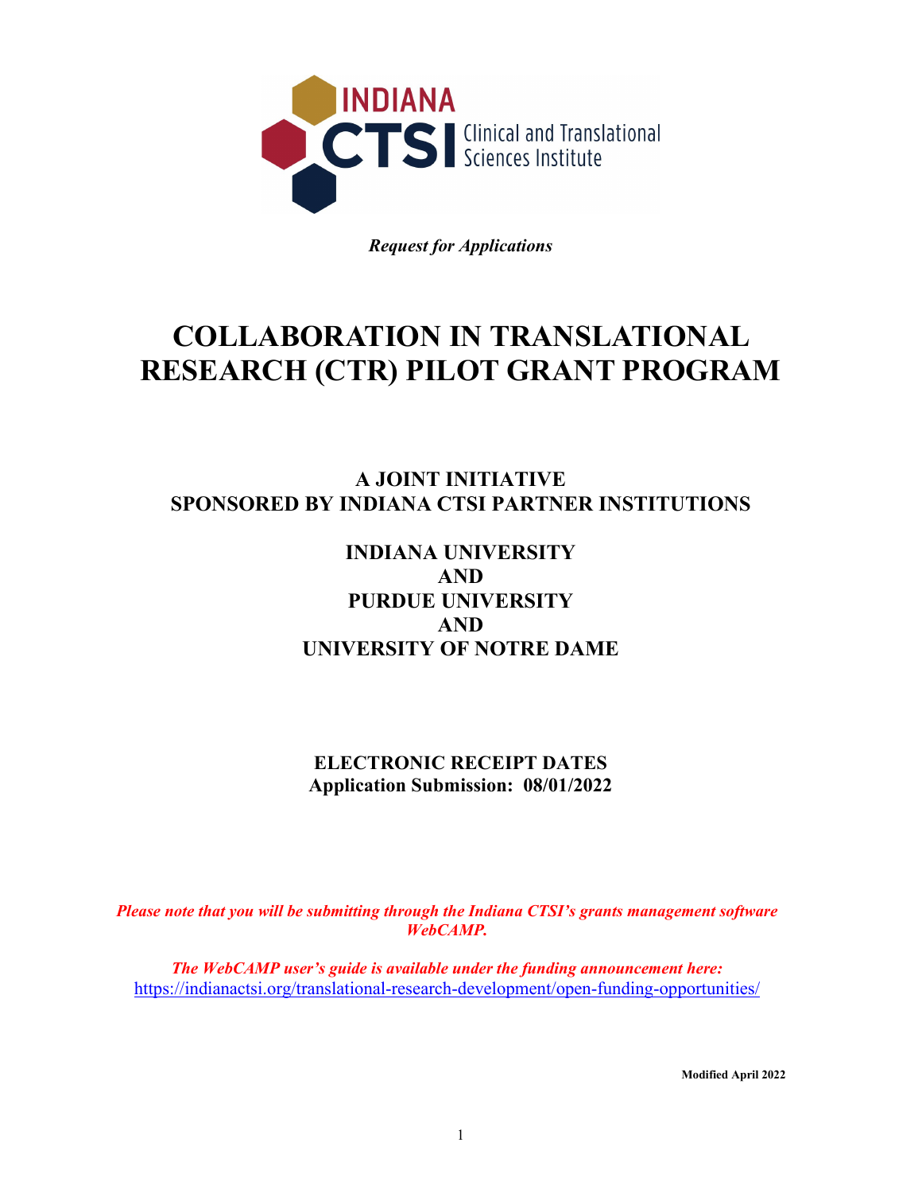INDIANA CTSI Clinical and Translational Sciences Institute

*Request for Applications*

# COLLABORATION IN TRANSLATIONAL RESEARCH (CTR) PILOT GRANT PROGRAM

## A JOINT INITIATIVE SPONSORED BY INDIANA CTSI PARTNER INSTITUTIONS

**INDIANA UNIVERSITY**
**AND**
**PURDUE UNIVERSITY**
**AND**
**UNIVERSITY OF NOTRE DAME**

**ELECTRONIC RECEIPT DATES**
**Application Submission: 08/01/2022**

***Please note that you will be submitting through the Indiana CTSI's grants management software WebCAMP.***

***The WebCAMP user's guide is available under the funding announcement here:***
https://indianactsi.org/translational-research-development/open-funding-opportunities/

**Modified April 2022**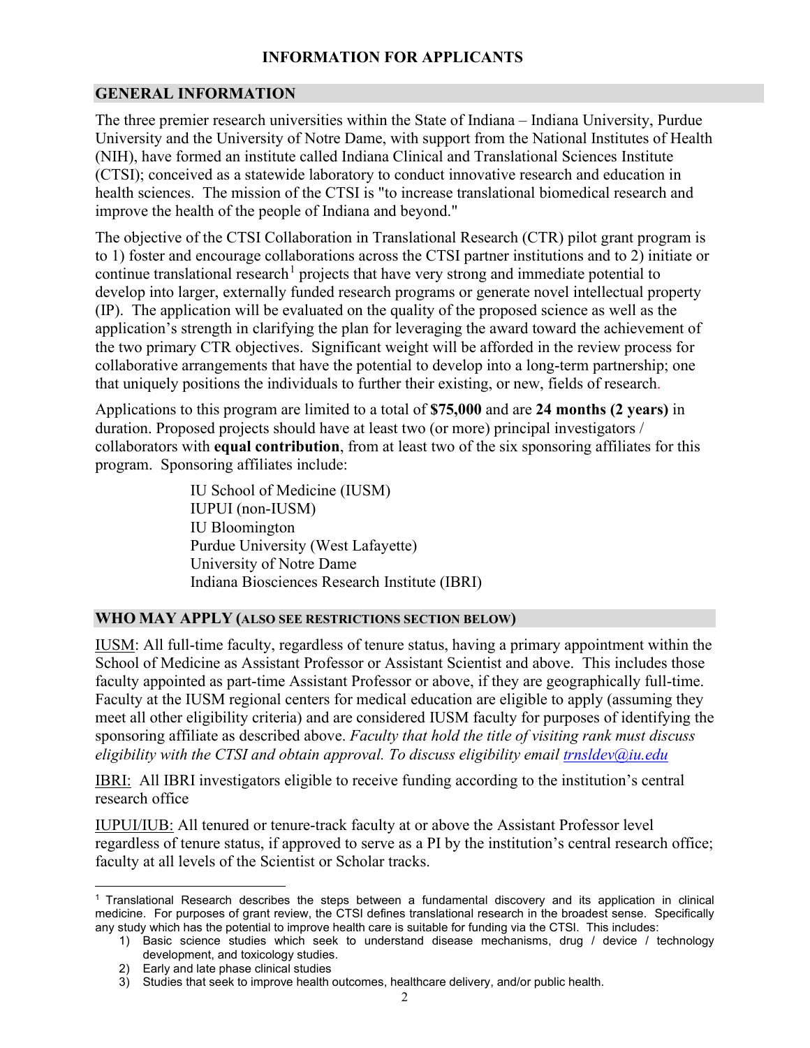## INFORMATION FOR APPLICANTS

## GENERAL INFORMATION

The three premier research universities within the State of Indiana – Indiana University, Purdue University and the University of Notre Dame, with support from the National Institutes of Health (NIH), have formed an institute called Indiana Clinical and Translational Sciences Institute (CTSI); conceived as a statewide laboratory to conduct innovative research and education in health sciences. The mission of the CTSI is "to increase translational biomedical research and improve the health of the people of Indiana and beyond."

The objective of the CTSI Collaboration in Translational Research (CTR) pilot grant program is to 1) foster and encourage collaborations across the CTSI partner institutions and to 2) initiate or continue translational research[1] projects that have very strong and immediate potential to develop into larger, externally funded research programs or generate novel intellectual property (IP). The application will be evaluated on the quality of the proposed science as well as the application's strength in clarifying the plan for leveraging the award toward the achievement of the two primary CTR objectives. Significant weight will be afforded in the review process for collaborative arrangements that have the potential to develop into a long-term partnership; one that uniquely positions the individuals to further their existing, or new, fields of research.

Applications to this program are limited to a total of **$75,000** and are **24 months (2 years)** in duration. Proposed projects should have at least two (or more) principal investigators / collaborators with **equal contribution**, from at least two of the six sponsoring affiliates for this program. Sponsoring affiliates include:

- IU School of Medicine (IUSM)
- IUPUI (non-IUSM)
- IU Bloomington
- Purdue University (West Lafayette)
- University of Notre Dame
- Indiana Biosciences Research Institute (IBRI)

## WHO MAY APPLY (ALSO SEE RESTRICTIONS SECTION BELOW)

IUSM: All full-time faculty, regardless of tenure status, having a primary appointment within the School of Medicine as Assistant Professor or Assistant Scientist and above. This includes those faculty appointed as part-time Assistant Professor or above, if they are geographically full-time. Faculty at the IUSM regional centers for medical education are eligible to apply (assuming they meet all other eligibility criteria) and are considered IUSM faculty for purposes of identifying the sponsoring affiliate as described above. *Faculty that hold the title of visiting rank must discuss eligibility with the CTSI and obtain approval. To discuss eligibility email trnsldev@iu.edu*

IBRI: All IBRI investigators eligible to receive funding according to the institution's central research office

IUPUI/IUB: All tenured or tenure-track faculty at or above the Assistant Professor level regardless of tenure status, if approved to serve as a PI by the institution's central research office; faculty at all levels of the Scientist or Scholar tracks.

---

[1] Translational Research describes the steps between a fundamental discovery and its application in clinical medicine. For purposes of grant review, the CTSI defines translational research in the broadest sense. Specifically any study which has the potential to improve health care is suitable for funding via the CTSI. This includes:

1) Basic science studies which seek to understand disease mechanisms, drug / device / technology development, and toxicology studies.
2) Early and late phase clinical studies
3) Studies that seek to improve health outcomes, healthcare delivery, and/or public health.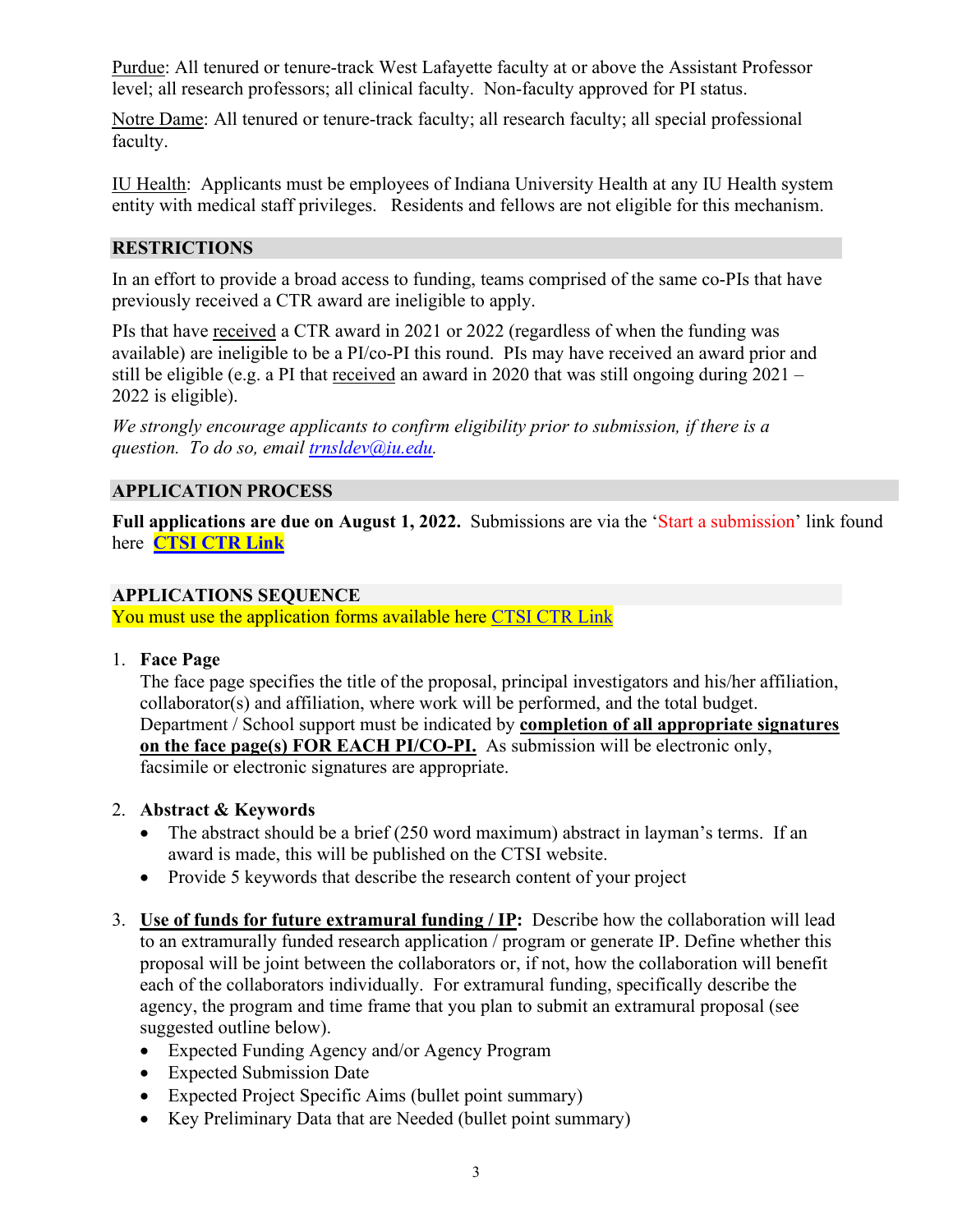Purdue: All tenured or tenure-track West Lafayette faculty at or above the Assistant Professor level; all research professors; all clinical faculty. Non-faculty approved for PI status.

Notre Dame: All tenured or tenure-track faculty; all research faculty; all special professional faculty.

IU Health: Applicants must be employees of Indiana University Health at any IU Health system entity with medical staff privileges. Residents and fellows are not eligible for this mechanism.

## RESTRICTIONS

In an effort to provide a broad access to funding, teams comprised of the same co-PIs that have previously received a CTR award are ineligible to apply.

PIs that have received a CTR award in 2021 or 2022 (regardless of when the funding was available) are ineligible to be a PI/co-PI this round. PIs may have received an award prior and still be eligible (e.g. a PI that received an award in 2020 that was still ongoing during 2021 – 2022 is eligible).

*We strongly encourage applicants to confirm eligibility prior to submission, if there is a question. To do so, email trnsldev@iu.edu.*

## APPLICATION PROCESS

**Full applications are due on August 1, 2022.** Submissions are via the 'Start a submission' link found here **CTSI CTR Link**

## APPLICATIONS SEQUENCE

You must use the application forms available here CTSI CTR Link

1. **Face Page**
   The face page specifies the title of the proposal, principal investigators and his/her affiliation, collaborator(s) and affiliation, where work will be performed, and the total budget. Department / School support must be indicated by **completion of all appropriate signatures on the face page(s) FOR EACH PI/CO-PI.** As submission will be electronic only, facsimile or electronic signatures are appropriate.

2. **Abstract & Keywords**
   - The abstract should be a brief (250 word maximum) abstract in layman's terms. If an award is made, this will be published on the CTSI website.
   - Provide 5 keywords that describe the research content of your project

3. **Use of funds for future extramural funding / IP:** Describe how the collaboration will lead to an extramurally funded research application / program or generate IP. Define whether this proposal will be joint between the collaborators or, if not, how the collaboration will benefit each of the collaborators individually. For extramural funding, specifically describe the agency, the program and time frame that you plan to submit an extramural proposal (see suggested outline below).
   - Expected Funding Agency and/or Agency Program
   - Expected Submission Date
   - Expected Project Specific Aims (bullet point summary)
   - Key Preliminary Data that are Needed (bullet point summary)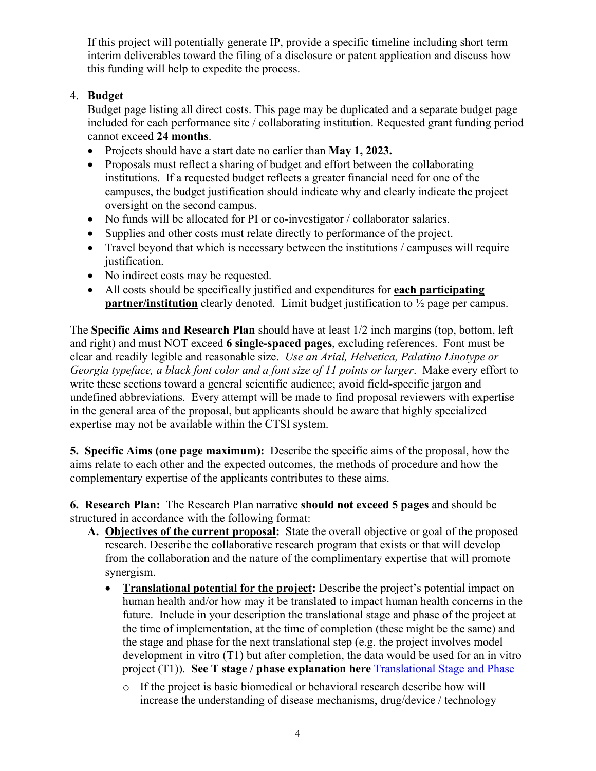If this project will potentially generate IP, provide a specific timeline including short term interim deliverables toward the filing of a disclosure or patent application and discuss how this funding will help to expedite the process.

4. **Budget**
   Budget page listing all direct costs. This page may be duplicated and a separate budget page included for each performance site / collaborating institution. Requested grant funding period cannot exceed **24 months**.
   - Projects should have a start date no earlier than **May 1, 2023.**
   - Proposals must reflect a sharing of budget and effort between the collaborating institutions. If a requested budget reflects a greater financial need for one of the campuses, the budget justification should indicate why and clearly indicate the project oversight on the second campus.
   - No funds will be allocated for PI or co-investigator / collaborator salaries.
   - Supplies and other costs must relate directly to performance of the project.
   - Travel beyond that which is necessary between the institutions / campuses will require justification.
   - No indirect costs may be requested.
   - All costs should be specifically justified and expenditures for **<u>each participating partner/institution</u>** clearly denoted. Limit budget justification to ½ page per campus.

The **Specific Aims and Research Plan** should have at least 1/2 inch margins (top, bottom, left and right) and must NOT exceed **6 single-spaced pages**, excluding references. Font must be clear and readily legible and reasonable size. *Use an Arial, Helvetica, Palatino Linotype or Georgia typeface, a black font color and a font size of 11 points or larger*. Make every effort to write these sections toward a general scientific audience; avoid field-specific jargon and undefined abbreviations. Every attempt will be made to find proposal reviewers with expertise in the general area of the proposal, but applicants should be aware that highly specialized expertise may not be available within the CTSI system.

**5. Specific Aims (one page maximum):** Describe the specific aims of the proposal, how the aims relate to each other and the expected outcomes, the methods of procedure and how the complementary expertise of the applicants contributes to these aims.

**6. Research Plan:** The Research Plan narrative **should not exceed 5 pages** and should be structured in accordance with the following format:

A. **<u>Objectives of the current proposal</u>:** State the overall objective or goal of the proposed research. Describe the collaborative research program that exists or that will develop from the collaboration and the nature of the complimentary expertise that will promote synergism.
   - **<u>Translational potential for the project</u>:** Describe the project's potential impact on human health and/or how may it be translated to impact human health concerns in the future. Include in your description the translational stage and phase of the project at the time of implementation, at the time of completion (these might be the same) and the stage and phase for the next translational step (e.g. the project involves model development in vitro (T1) but after completion, the data would be used for an in vitro project (T1)). **See T stage / phase explanation here** [Translational Stage and Phase]()
     - If the project is basic biomedical or behavioral research describe how will increase the understanding of disease mechanisms, drug/device / technology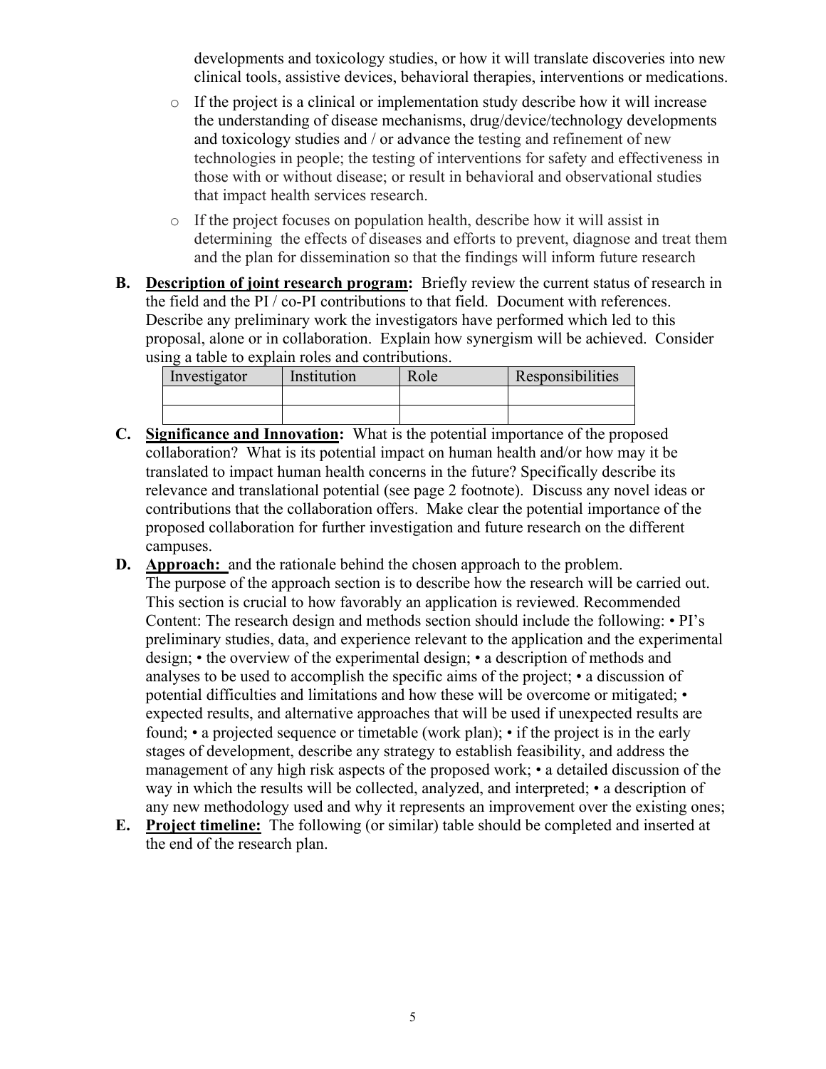developments and toxicology studies, or how it will translate discoveries into new clinical tools, assistive devices, behavioral therapies, interventions or medications.

- If the project is a clinical or implementation study describe how it will increase the understanding of disease mechanisms, drug/device/technology developments and toxicology studies and / or advance the testing and refinement of new technologies in people; the testing of interventions for safety and effectiveness in those with or without disease; or result in behavioral and observational studies that impact health services research.
- If the project focuses on population health, describe how it will assist in determining the effects of diseases and efforts to prevent, diagnose and treat them and the plan for dissemination so that the findings will inform future research

**B. Description of joint research program:** Briefly review the current status of research in the field and the PI / co-PI contributions to that field. Document with references. Describe any preliminary work the investigators have performed which led to this proposal, alone or in collaboration. Explain how synergism will be achieved. Consider using a table to explain roles and contributions.

| Investigator | Institution | Role | Responsibilities |
|---|---|---|---|
| | | | |
| | | | |

**C. Significance and Innovation:** What is the potential importance of the proposed collaboration? What is its potential impact on human health and/or how may it be translated to impact human health concerns in the future? Specifically describe its relevance and translational potential (see page 2 footnote). Discuss any novel ideas or contributions that the collaboration offers. Make clear the potential importance of the proposed collaboration for further investigation and future research on the different campuses.

**D. Approach:** and the rationale behind the chosen approach to the problem. The purpose of the approach section is to describe how the research will be carried out. This section is crucial to how favorably an application is reviewed. Recommended Content: The research design and methods section should include the following: • PI's preliminary studies, data, and experience relevant to the application and the experimental design; • the overview of the experimental design; • a description of methods and analyses to be used to accomplish the specific aims of the project; • a discussion of potential difficulties and limitations and how these will be overcome or mitigated; • expected results, and alternative approaches that will be used if unexpected results are found; • a projected sequence or timetable (work plan); • if the project is in the early stages of development, describe any strategy to establish feasibility, and address the management of any high risk aspects of the proposed work; • a detailed discussion of the way in which the results will be collected, analyzed, and interpreted; • a description of any new methodology used and why it represents an improvement over the existing ones;

**E. Project timeline:** The following (or similar) table should be completed and inserted at the end of the research plan.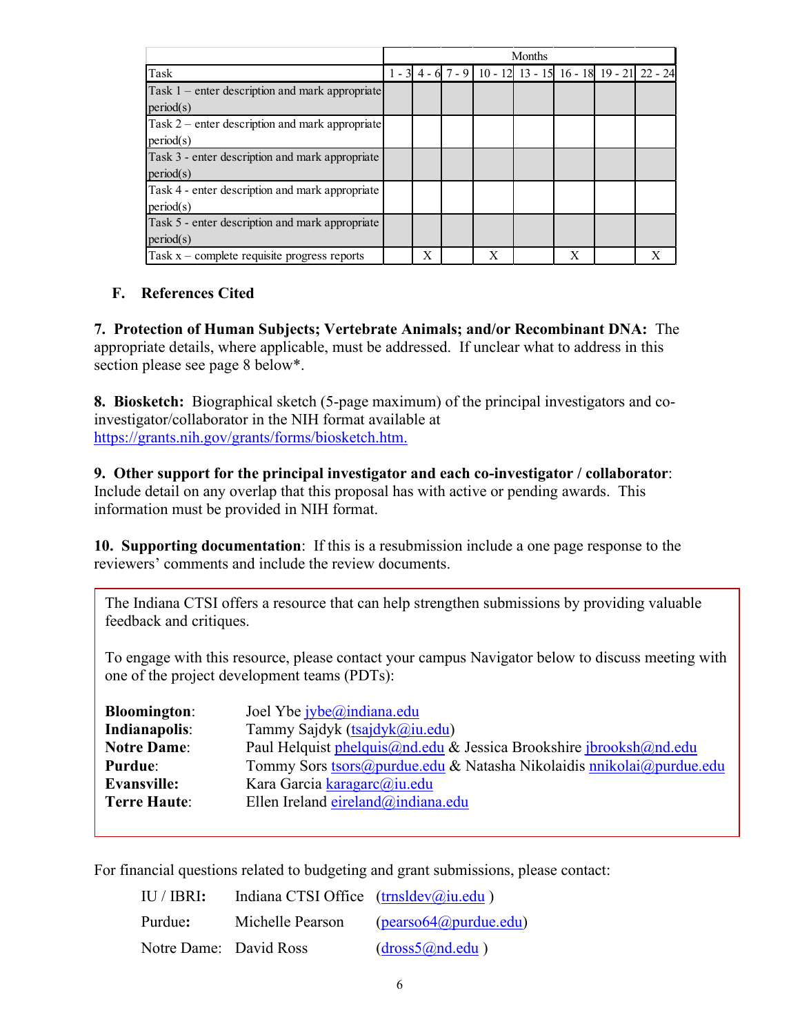| | Months | | | | | | | |
|---|---|---|---|---|---|---|---|---|
| Task | 1 - 3 | 4 - 6 | 7 - 9 | 10 - 12 | 13 - 15 | 16 - 18 | 19 - 21 | 22 - 24 |
| Task 1 – enter description and mark appropriate period(s) | | | | | | | | |
| Task 2 – enter description and mark appropriate period(s) | | | | | | | | |
| Task 3 - enter description and mark appropriate period(s) | | | | | | | | |
| Task 4 - enter description and mark appropriate period(s) | | | | | | | | |
| Task 5 - enter description and mark appropriate period(s) | | | | | | | | |
| Task x – complete requisite progress reports | | X | | X | | X | | X |

**F. References Cited**

**7. Protection of Human Subjects; Vertebrate Animals; and/or Recombinant DNA:** The appropriate details, where applicable, must be addressed. If unclear what to address in this section please see page 8 below*.

**8. Biosketch:** Biographical sketch (5-page maximum) of the principal investigators and co-investigator/collaborator in the NIH format available at https://grants.nih.gov/grants/forms/biosketch.htm.

**9. Other support for the principal investigator and each co-investigator / collaborator**: Include detail on any overlap that this proposal has with active or pending awards. This information must be provided in NIH format.

**10. Supporting documentation**: If this is a resubmission include a one page response to the reviewers' comments and include the review documents.

The Indiana CTSI offers a resource that can help strengthen submissions by providing valuable feedback and critiques.

To engage with this resource, please contact your campus Navigator below to discuss meeting with one of the project development teams (PDTs):

**Bloomington**: Joel Ybe jybe@indiana.edu
**Indianapolis**: Tammy Sajdyk (tsajdyk@iu.edu)
**Notre Dame**: Paul Helquist phelquis@nd.edu & Jessica Brookshire jbrooksh@nd.edu
**Purdue**: Tommy Sors tsors@purdue.edu & Natasha Nikolaidis nnikolai@purdue.edu
**Evansville:** Kara Garcia karagarc@iu.edu
**Terre Haute**: Ellen Ireland eireland@indiana.edu

For financial questions related to budgeting and grant submissions, please contact:

IU / IBRI**:** Indiana CTSI Office (trnsldev@iu.edu )
Purdue**:** Michelle Pearson (pearso64@purdue.edu)
Notre Dame: David Ross (dross5@nd.edu )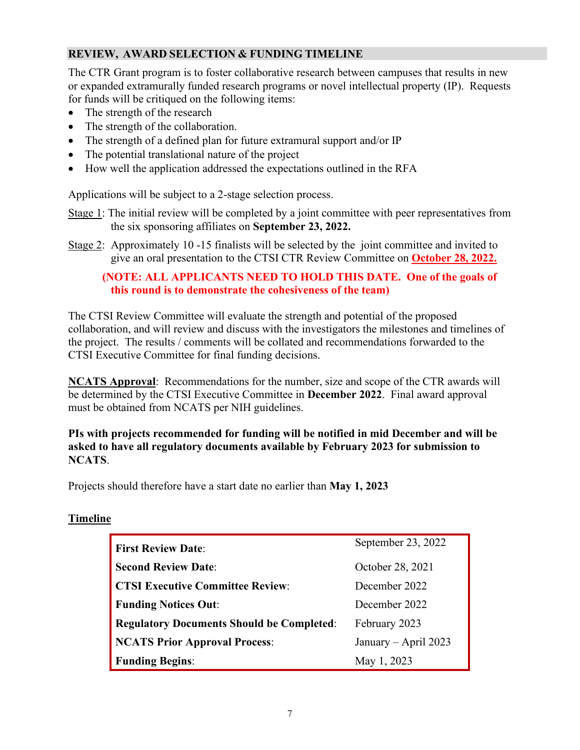## REVIEW, AWARD SELECTION & FUNDING TIMELINE

The CTR Grant program is to foster collaborative research between campuses that results in new or expanded extramurally funded research programs or novel intellectual property (IP). Requests for funds will be critiqued on the following items:

- The strength of the research
- The strength of the collaboration.
- The strength of a defined plan for future extramural support and/or IP
- The potential translational nature of the project
- How well the application addressed the expectations outlined in the RFA

Applications will be subject to a 2-stage selection process.

Stage 1: The initial review will be completed by a joint committee with peer representatives from the six sponsoring affiliates on **September 23, 2022.**

Stage 2: Approximately 10 -15 finalists will be selected by the joint committee and invited to give an oral presentation to the CTSI CTR Review Committee on **October 28, 2022.**

**(NOTE: ALL APPLICANTS NEED TO HOLD THIS DATE. One of the goals of this round is to demonstrate the cohesiveness of the team)**

The CTSI Review Committee will evaluate the strength and potential of the proposed collaboration, and will review and discuss with the investigators the milestones and timelines of the project. The results / comments will be collated and recommendations forwarded to the CTSI Executive Committee for final funding decisions.

**NCATS Approval**: Recommendations for the number, size and scope of the CTR awards will be determined by the CTSI Executive Committee in **December 2022**. Final award approval must be obtained from NCATS per NIH guidelines.

**PIs with projects recommended for funding will be notified in mid December and will be asked to have all regulatory documents available by February 2023 for submission to NCATS**.

Projects should therefore have a start date no earlier than **May 1, 2023**

**Timeline**

| | |
|---|---|
| **First Review Date**: | September 23, 2022 |
| **Second Review Date**: | October 28, 2021 |
| **CTSI Executive Committee Review**: | December 2022 |
| **Funding Notices Out**: | December 2022 |
| **Regulatory Documents Should be Completed**: | February 2023 |
| **NCATS Prior Approval Process**: | January – April 2023 |
| **Funding Begins**: | May 1, 2023 |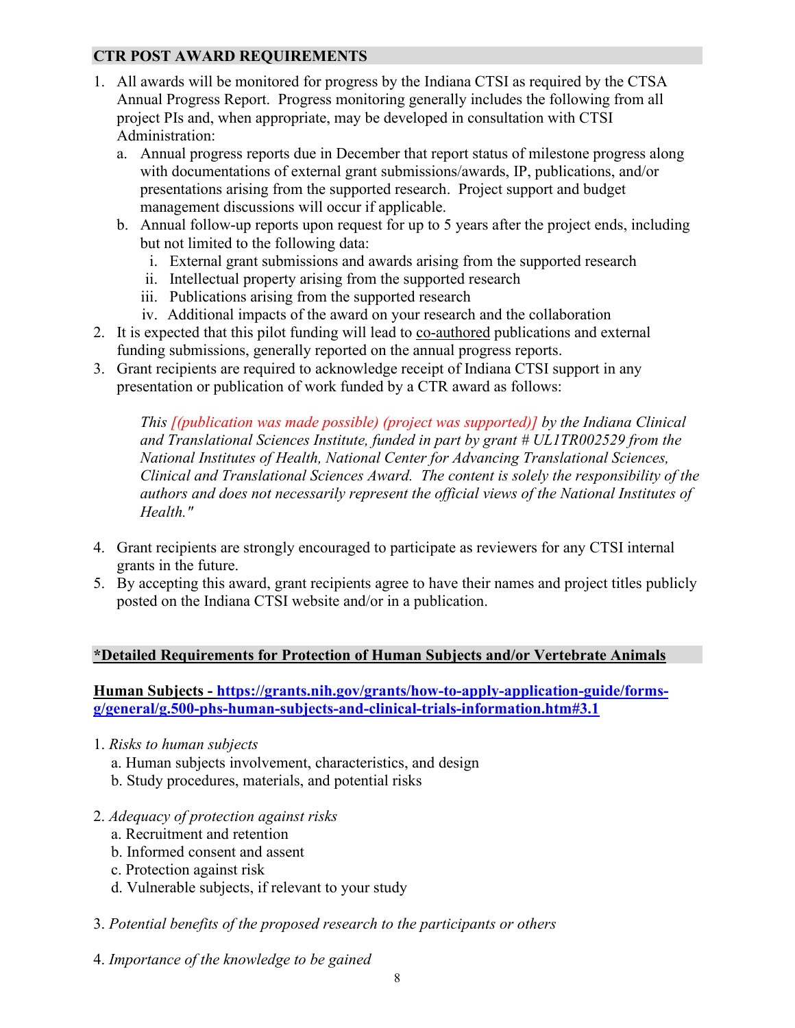## CTR POST AWARD REQUIREMENTS

1. All awards will be monitored for progress by the Indiana CTSI as required by the CTSA Annual Progress Report. Progress monitoring generally includes the following from all project PIs and, when appropriate, may be developed in consultation with CTSI Administration:
   a. Annual progress reports due in December that report status of milestone progress along with documentations of external grant submissions/awards, IP, publications, and/or presentations arising from the supported research. Project support and budget management discussions will occur if applicable.
   b. Annual follow-up reports upon request for up to 5 years after the project ends, including but not limited to the following data:
      i. External grant submissions and awards arising from the supported research
      ii. Intellectual property arising from the supported research
      iii. Publications arising from the supported research
      iv. Additional impacts of the award on your research and the collaboration
2. It is expected that this pilot funding will lead to <u>co-authored</u> publications and external funding submissions, generally reported on the annual progress reports.
3. Grant recipients are required to acknowledge receipt of Indiana CTSI support in any presentation or publication of work funded by a CTR award as follows:

   *This [(publication was made possible) (project was supported)] by the Indiana Clinical and Translational Sciences Institute, funded in part by grant # UL1TR002529 from the National Institutes of Health, National Center for Advancing Translational Sciences, Clinical and Translational Sciences Award. The content is solely the responsibility of the authors and does not necessarily represent the official views of the National Institutes of Health."*

4. Grant recipients are strongly encouraged to participate as reviewers for any CTSI internal grants in the future.
5. By accepting this award, grant recipients agree to have their names and project titles publicly posted on the Indiana CTSI website and/or in a publication.

## *Detailed Requirements for Protection of Human Subjects and/or Vertebrate Animals

**Human Subjects - [https://grants.nih.gov/grants/how-to-apply-application-guide/forms-g/general/g.500-phs-human-subjects-and-clinical-trials-information.htm#3.1](https://grants.nih.gov/grants/how-to-apply-application-guide/forms-g/general/g.500-phs-human-subjects-and-clinical-trials-information.htm#3.1)**

1. *Risks to human subjects*
   a. Human subjects involvement, characteristics, and design
   b. Study procedures, materials, and potential risks

2. *Adequacy of protection against risks*
   a. Recruitment and retention
   b. Informed consent and assent
   c. Protection against risk
   d. Vulnerable subjects, if relevant to your study

3. *Potential benefits of the proposed research to the participants or others*

4. *Importance of the knowledge to be gained*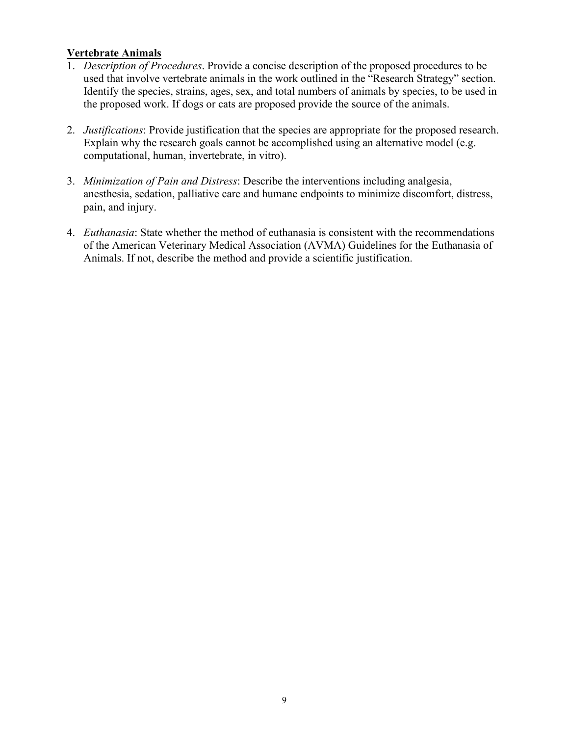<u>**Vertebrate Animals**</u>

1. *Description of Procedures*. Provide a concise description of the proposed procedures to be used that involve vertebrate animals in the work outlined in the "Research Strategy" section. Identify the species, strains, ages, sex, and total numbers of animals by species, to be used in the proposed work. If dogs or cats are proposed provide the source of the animals.

2. *Justifications*: Provide justification that the species are appropriate for the proposed research. Explain why the research goals cannot be accomplished using an alternative model (e.g. computational, human, invertebrate, in vitro).

3. *Minimization of Pain and Distress*: Describe the interventions including analgesia, anesthesia, sedation, palliative care and humane endpoints to minimize discomfort, distress, pain, and injury.

4. *Euthanasia*: State whether the method of euthanasia is consistent with the recommendations of the American Veterinary Medical Association (AVMA) Guidelines for the Euthanasia of Animals. If not, describe the method and provide a scientific justification.